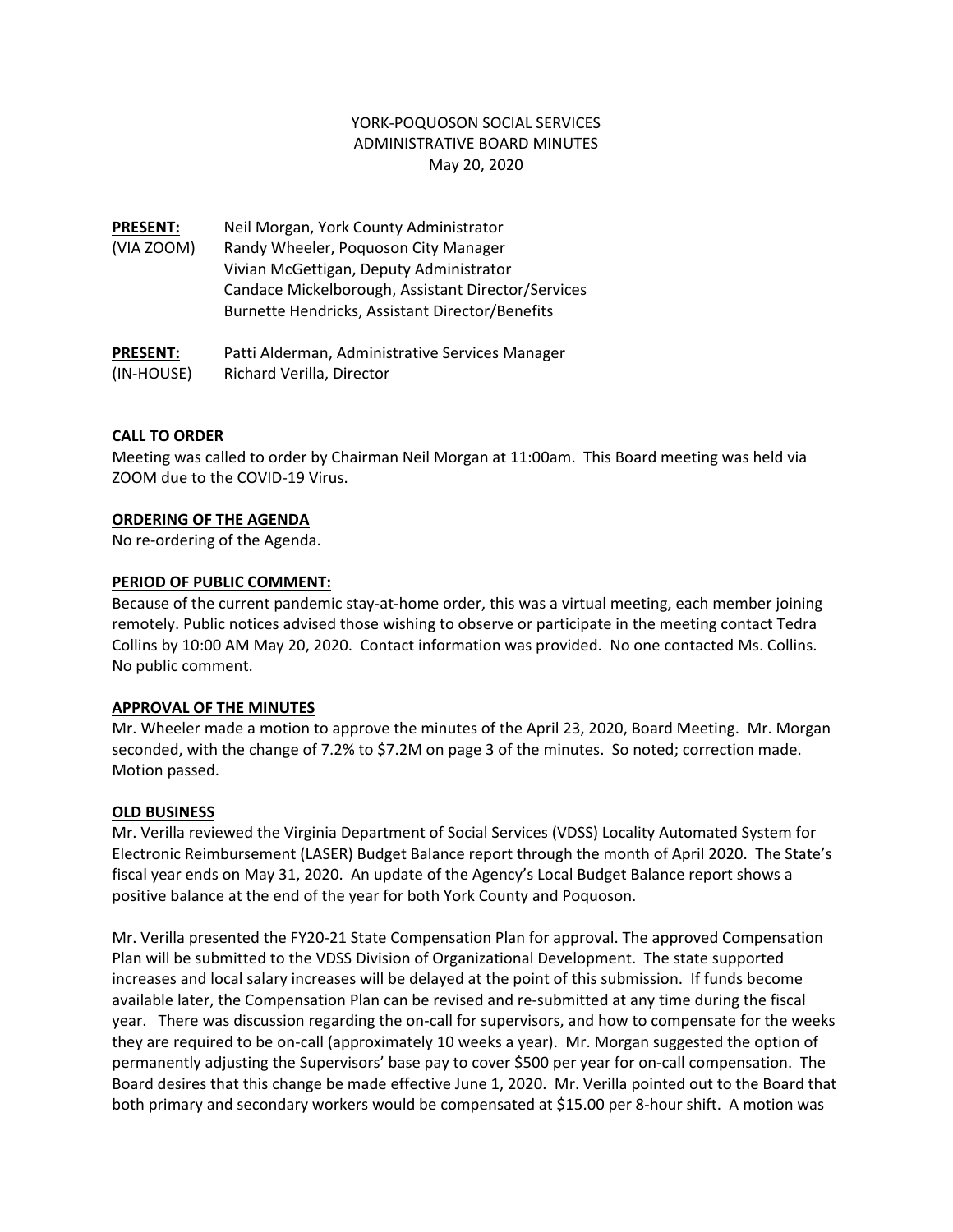YORK-POQUOSON SOCIAL SERVICES
ADMINISTRATIVE BOARD MINUTES
May 20, 2020

| | |
|---|---|
| **PRESENT:** (VIA ZOOM) | Neil Morgan, York County Administrator<br>Randy Wheeler, Poquoson City Manager<br>Vivian McGettigan, Deputy Administrator<br>Candace Mickelborough, Assistant Director/Services<br>Burnette Hendricks, Assistant Director/Benefits |
| **PRESENT:** (IN-HOUSE) | Patti Alderman, Administrative Services Manager<br>Richard Verilla, Director |

**CALL TO ORDER**

Meeting was called to order by Chairman Neil Morgan at 11:00am. This Board meeting was held via ZOOM due to the COVID-19 Virus.

**ORDERING OF THE AGENDA**

No re-ordering of the Agenda.

**PERIOD OF PUBLIC COMMENT:**

Because of the current pandemic stay-at-home order, this was a virtual meeting, each member joining remotely. Public notices advised those wishing to observe or participate in the meeting contact Tedra Collins by 10:00 AM May 20, 2020. Contact information was provided. No one contacted Ms. Collins. No public comment.

**APPROVAL OF THE MINUTES**

Mr. Wheeler made a motion to approve the minutes of the April 23, 2020, Board Meeting. Mr. Morgan seconded, with the change of 7.2% to $7.2M on page 3 of the minutes. So noted; correction made. Motion passed.

**OLD BUSINESS**

Mr. Verilla reviewed the Virginia Department of Social Services (VDSS) Locality Automated System for Electronic Reimbursement (LASER) Budget Balance report through the month of April 2020. The State's fiscal year ends on May 31, 2020. An update of the Agency's Local Budget Balance report shows a positive balance at the end of the year for both York County and Poquoson.

Mr. Verilla presented the FY20-21 State Compensation Plan for approval. The approved Compensation Plan will be submitted to the VDSS Division of Organizational Development. The state supported increases and local salary increases will be delayed at the point of this submission. If funds become available later, the Compensation Plan can be revised and re-submitted at any time during the fiscal year. There was discussion regarding the on-call for supervisors, and how to compensate for the weeks they are required to be on-call (approximately 10 weeks a year). Mr. Morgan suggested the option of permanently adjusting the Supervisors' base pay to cover $500 per year for on-call compensation. The Board desires that this change be made effective June 1, 2020. Mr. Verilla pointed out to the Board that both primary and secondary workers would be compensated at $15.00 per 8-hour shift. A motion was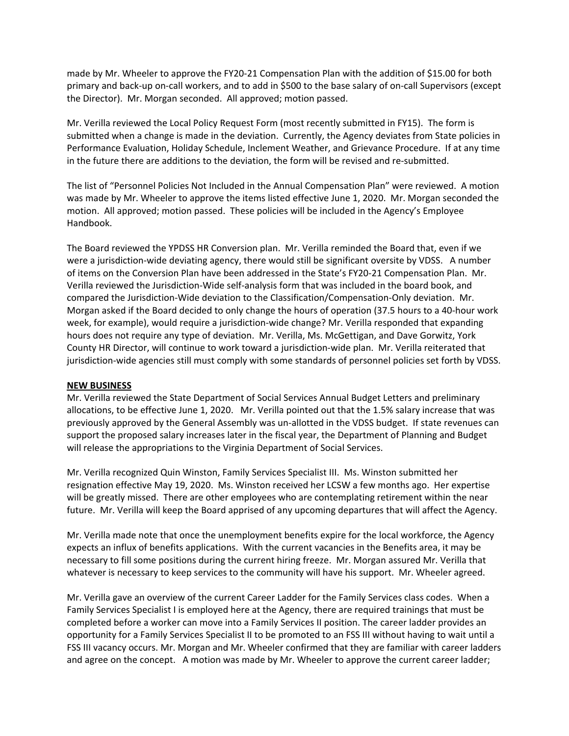made by Mr. Wheeler to approve the FY20-21 Compensation Plan with the addition of $15.00 for both primary and back-up on-call workers, and to add in $500 to the base salary of on-call Supervisors (except the Director). Mr. Morgan seconded. All approved; motion passed.

Mr. Verilla reviewed the Local Policy Request Form (most recently submitted in FY15). The form is submitted when a change is made in the deviation. Currently, the Agency deviates from State policies in Performance Evaluation, Holiday Schedule, Inclement Weather, and Grievance Procedure. If at any time in the future there are additions to the deviation, the form will be revised and re-submitted.

The list of "Personnel Policies Not Included in the Annual Compensation Plan" were reviewed. A motion was made by Mr. Wheeler to approve the items listed effective June 1, 2020. Mr. Morgan seconded the motion. All approved; motion passed. These policies will be included in the Agency's Employee Handbook.

The Board reviewed the YPDSS HR Conversion plan. Mr. Verilla reminded the Board that, even if we were a jurisdiction-wide deviating agency, there would still be significant oversite by VDSS. A number of items on the Conversion Plan have been addressed in the State's FY20-21 Compensation Plan. Mr. Verilla reviewed the Jurisdiction-Wide self-analysis form that was included in the board book, and compared the Jurisdiction-Wide deviation to the Classification/Compensation-Only deviation. Mr. Morgan asked if the Board decided to only change the hours of operation (37.5 hours to a 40-hour work week, for example), would require a jurisdiction-wide change? Mr. Verilla responded that expanding hours does not require any type of deviation. Mr. Verilla, Ms. McGettigan, and Dave Gorwitz, York County HR Director, will continue to work toward a jurisdiction-wide plan. Mr. Verilla reiterated that jurisdiction-wide agencies still must comply with some standards of personnel policies set forth by VDSS.

**NEW BUSINESS**

Mr. Verilla reviewed the State Department of Social Services Annual Budget Letters and preliminary allocations, to be effective June 1, 2020. Mr. Verilla pointed out that the 1.5% salary increase that was previously approved by the General Assembly was un-allotted in the VDSS budget. If state revenues can support the proposed salary increases later in the fiscal year, the Department of Planning and Budget will release the appropriations to the Virginia Department of Social Services.

Mr. Verilla recognized Quin Winston, Family Services Specialist III. Ms. Winston submitted her resignation effective May 19, 2020. Ms. Winston received her LCSW a few months ago. Her expertise will be greatly missed. There are other employees who are contemplating retirement within the near future. Mr. Verilla will keep the Board apprised of any upcoming departures that will affect the Agency.

Mr. Verilla made note that once the unemployment benefits expire for the local workforce, the Agency expects an influx of benefits applications. With the current vacancies in the Benefits area, it may be necessary to fill some positions during the current hiring freeze. Mr. Morgan assured Mr. Verilla that whatever is necessary to keep services to the community will have his support. Mr. Wheeler agreed.

Mr. Verilla gave an overview of the current Career Ladder for the Family Services class codes. When a Family Services Specialist I is employed here at the Agency, there are required trainings that must be completed before a worker can move into a Family Services II position. The career ladder provides an opportunity for a Family Services Specialist II to be promoted to an FSS III without having to wait until a FSS III vacancy occurs. Mr. Morgan and Mr. Wheeler confirmed that they are familiar with career ladders and agree on the concept. A motion was made by Mr. Wheeler to approve the current career ladder;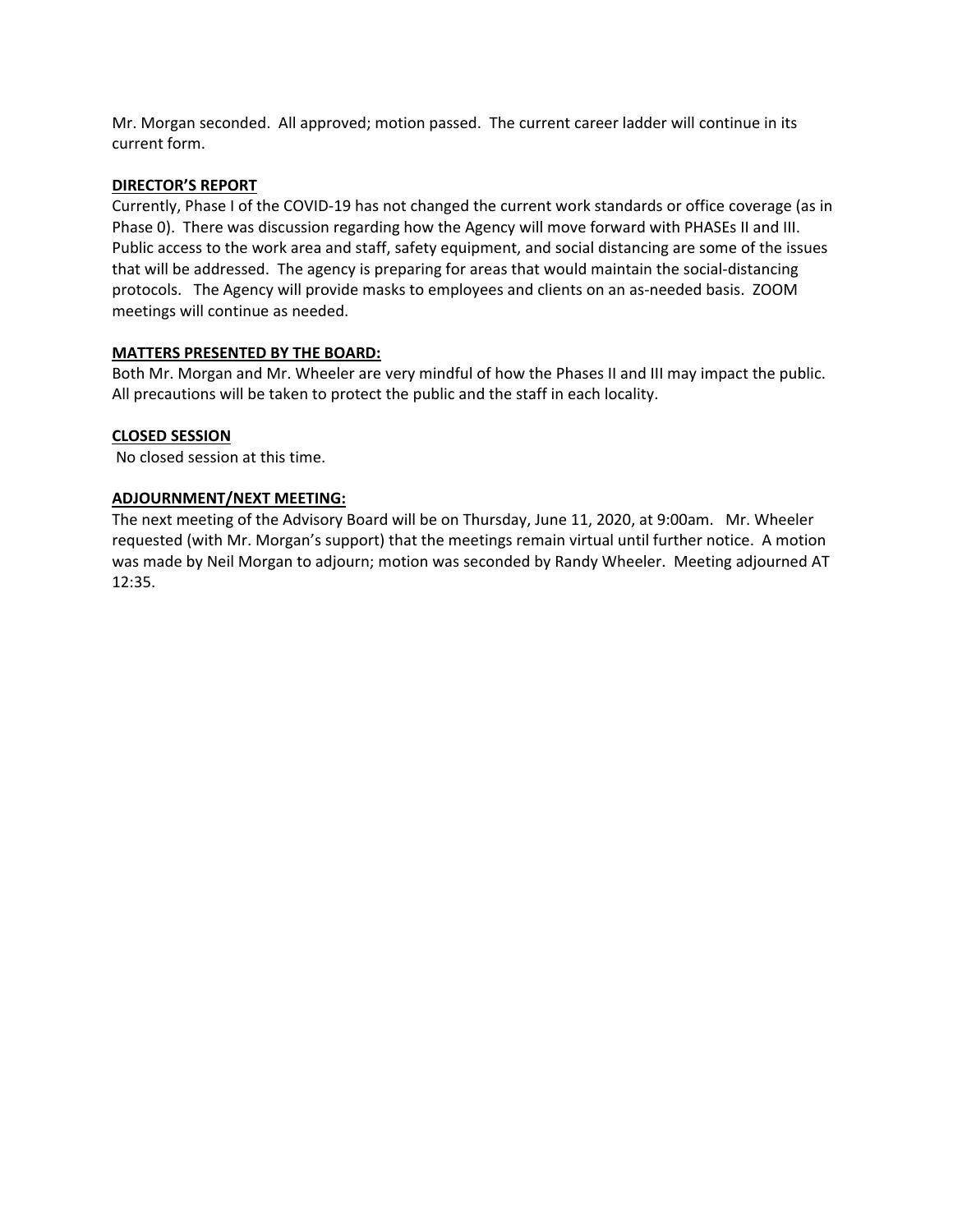Mr. Morgan seconded. All approved; motion passed. The current career ladder will continue in its current form.

**DIRECTOR'S REPORT**

Currently, Phase I of the COVID-19 has not changed the current work standards or office coverage (as in Phase 0). There was discussion regarding how the Agency will move forward with PHASEs II and III. Public access to the work area and staff, safety equipment, and social distancing are some of the issues that will be addressed. The agency is preparing for areas that would maintain the social-distancing protocols. The Agency will provide masks to employees and clients on an as-needed basis. ZOOM meetings will continue as needed.

**MATTERS PRESENTED BY THE BOARD:**

Both Mr. Morgan and Mr. Wheeler are very mindful of how the Phases II and III may impact the public. All precautions will be taken to protect the public and the staff in each locality.

**CLOSED SESSION**

No closed session at this time.

**ADJOURNMENT/NEXT MEETING:**

The next meeting of the Advisory Board will be on Thursday, June 11, 2020, at 9:00am. Mr. Wheeler requested (with Mr. Morgan's support) that the meetings remain virtual until further notice. A motion was made by Neil Morgan to adjourn; motion was seconded by Randy Wheeler. Meeting adjourned AT 12:35.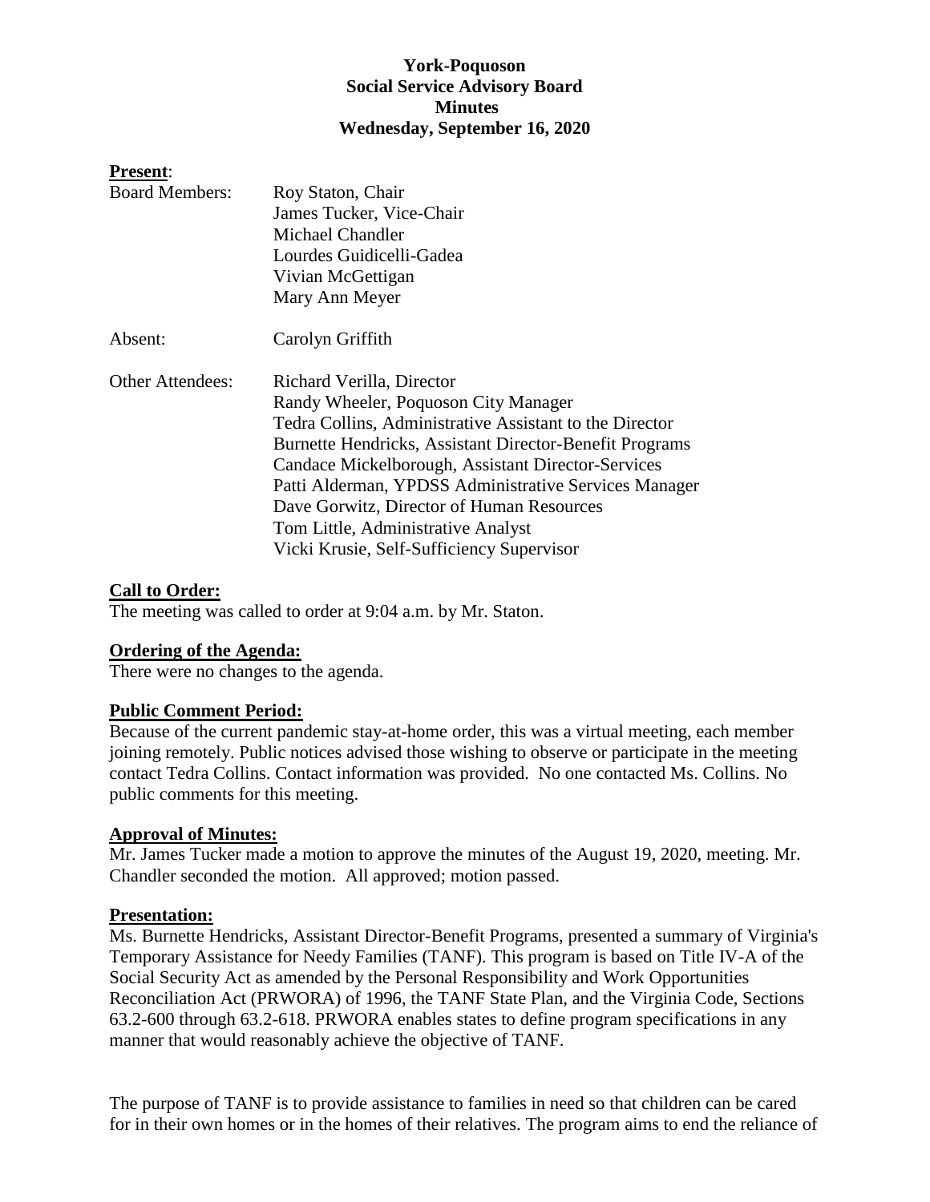**York-Poquoson**
**Social Service Advisory Board**
**Minutes**
**Wednesday, September 16, 2020**

**Present**:

| | |
|---|---|
| Board Members: | Roy Staton, Chair<br>James Tucker, Vice-Chair<br>Michael Chandler<br>Lourdes Guidicelli-Gadea<br>Vivian McGettigan<br>Mary Ann Meyer |
| Absent: | Carolyn Griffith |
| Other Attendees: | Richard Verilla, Director<br>Randy Wheeler, Poquoson City Manager<br>Tedra Collins, Administrative Assistant to the Director<br>Burnette Hendricks, Assistant Director-Benefit Programs<br>Candace Mickelborough, Assistant Director-Services<br>Patti Alderman, YPDSS Administrative Services Manager<br>Dave Gorwitz, Director of Human Resources<br>Tom Little, Administrative Analyst<br>Vicki Krusie, Self-Sufficiency Supervisor |

**Call to Order:**

The meeting was called to order at 9:04 a.m. by Mr. Staton.

**Ordering of the Agenda:**

There were no changes to the agenda.

**Public Comment Period:**

Because of the current pandemic stay-at-home order, this was a virtual meeting, each member joining remotely. Public notices advised those wishing to observe or participate in the meeting contact Tedra Collins. Contact information was provided. No one contacted Ms. Collins. No public comments for this meeting.

**Approval of Minutes:**

Mr. James Tucker made a motion to approve the minutes of the August 19, 2020, meeting. Mr. Chandler seconded the motion. All approved; motion passed.

**Presentation:**

Ms. Burnette Hendricks, Assistant Director-Benefit Programs, presented a summary of Virginia's Temporary Assistance for Needy Families (TANF). This program is based on Title IV-A of the Social Security Act as amended by the Personal Responsibility and Work Opportunities Reconciliation Act (PRWORA) of 1996, the TANF State Plan, and the Virginia Code, Sections 63.2-600 through 63.2-618. PRWORA enables states to define program specifications in any manner that would reasonably achieve the objective of TANF.

The purpose of TANF is to provide assistance to families in need so that children can be cared for in their own homes or in the homes of their relatives. The program aims to end the reliance of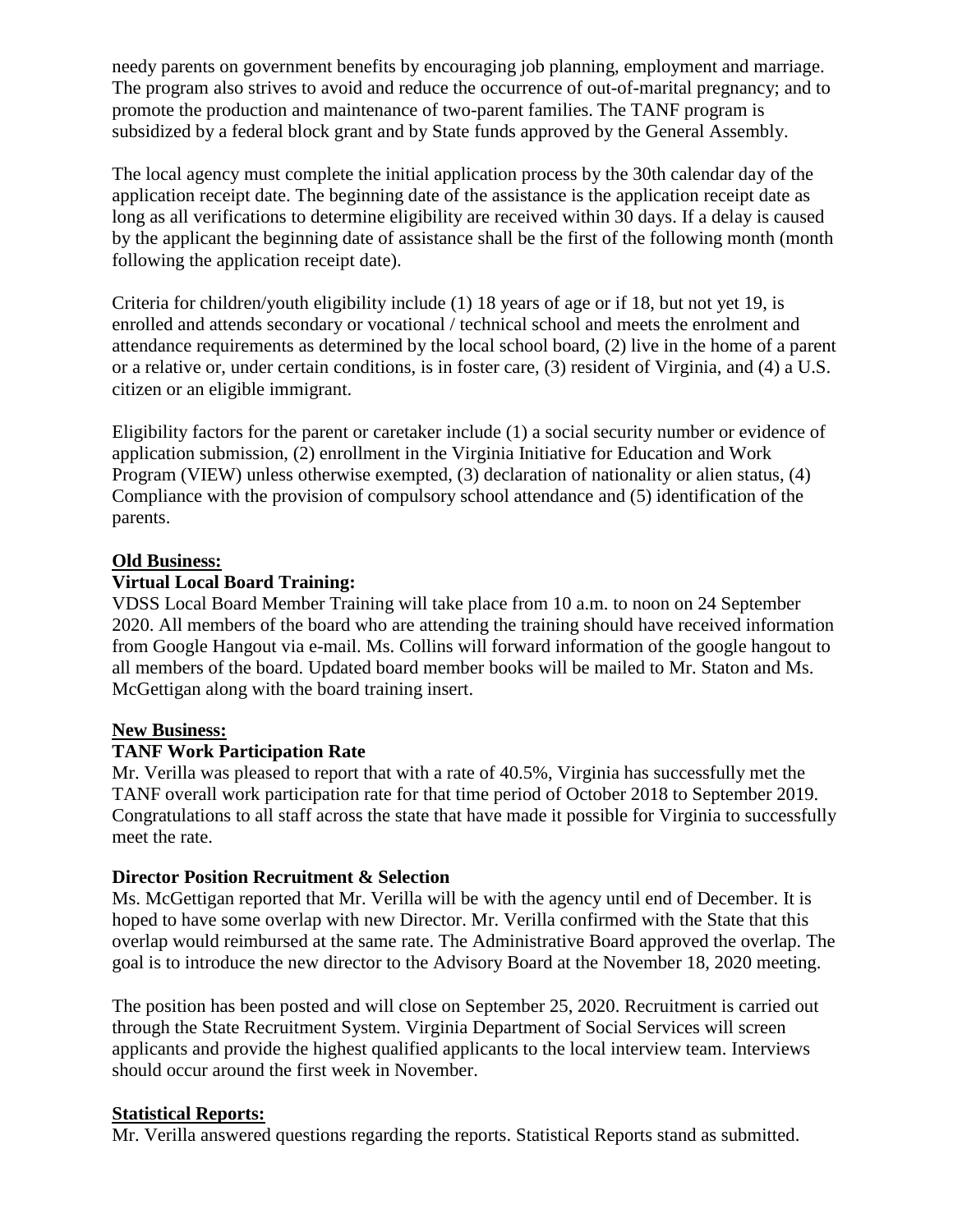needy parents on government benefits by encouraging job planning, employment and marriage. The program also strives to avoid and reduce the occurrence of out-of-marital pregnancy; and to promote the production and maintenance of two-parent families. The TANF program is subsidized by a federal block grant and by State funds approved by the General Assembly.

The local agency must complete the initial application process by the 30th calendar day of the application receipt date. The beginning date of the assistance is the application receipt date as long as all verifications to determine eligibility are received within 30 days. If a delay is caused by the applicant the beginning date of assistance shall be the first of the following month (month following the application receipt date).

Criteria for children/youth eligibility include (1) 18 years of age or if 18, but not yet 19, is enrolled and attends secondary or vocational / technical school and meets the enrolment and attendance requirements as determined by the local school board, (2) live in the home of a parent or a relative or, under certain conditions, is in foster care, (3) resident of Virginia, and (4) a U.S. citizen or an eligible immigrant.

Eligibility factors for the parent or caretaker include (1) a social security number or evidence of application submission, (2) enrollment in the Virginia Initiative for Education and Work Program (VIEW) unless otherwise exempted, (3) declaration of nationality or alien status, (4) Compliance with the provision of compulsory school attendance and (5) identification of the parents.

**Old Business:**

**Virtual Local Board Training:**

VDSS Local Board Member Training will take place from 10 a.m. to noon on 24 September 2020. All members of the board who are attending the training should have received information from Google Hangout via e-mail. Ms. Collins will forward information of the google hangout to all members of the board. Updated board member books will be mailed to Mr. Staton and Ms. McGettigan along with the board training insert.

**New Business:**

**TANF Work Participation Rate**

Mr. Verilla was pleased to report that with a rate of 40.5%, Virginia has successfully met the TANF overall work participation rate for that time period of October 2018 to September 2019. Congratulations to all staff across the state that have made it possible for Virginia to successfully meet the rate.

**Director Position Recruitment & Selection**

Ms. McGettigan reported that Mr. Verilla will be with the agency until end of December. It is hoped to have some overlap with new Director. Mr. Verilla confirmed with the State that this overlap would reimbursed at the same rate. The Administrative Board approved the overlap. The goal is to introduce the new director to the Advisory Board at the November 18, 2020 meeting.

The position has been posted and will close on September 25, 2020. Recruitment is carried out through the State Recruitment System. Virginia Department of Social Services will screen applicants and provide the highest qualified applicants to the local interview team. Interviews should occur around the first week in November.

**Statistical Reports:**

Mr. Verilla answered questions regarding the reports. Statistical Reports stand as submitted.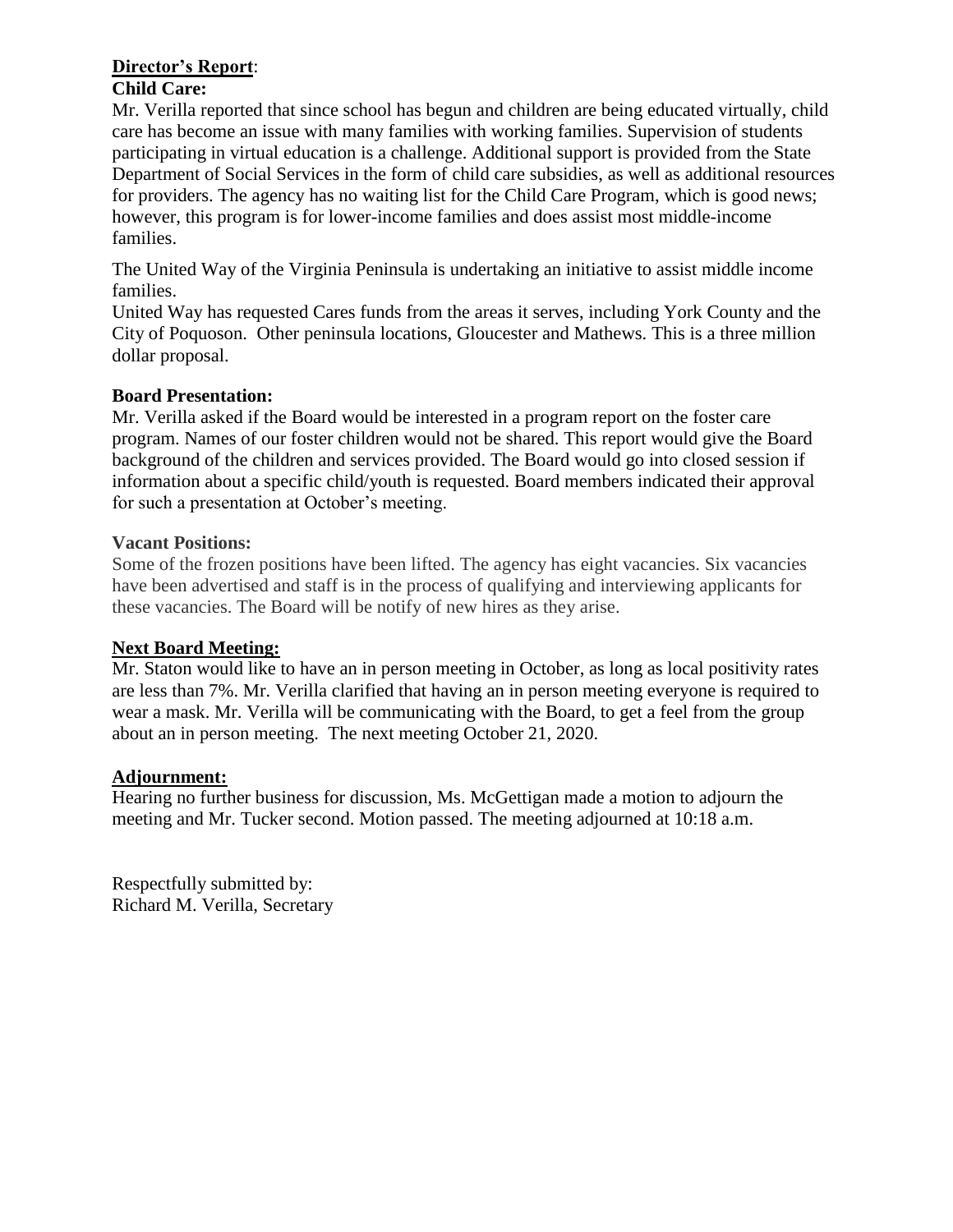**Director's Report**:

**Child Care:**

Mr. Verilla reported that since school has begun and children are being educated virtually, child care has become an issue with many families with working families. Supervision of students participating in virtual education is a challenge. Additional support is provided from the State Department of Social Services in the form of child care subsidies, as well as additional resources for providers. The agency has no waiting list for the Child Care Program, which is good news; however, this program is for lower-income families and does assist most middle-income families.

The United Way of the Virginia Peninsula is undertaking an initiative to assist middle income families.

United Way has requested Cares funds from the areas it serves, including York County and the City of Poquoson. Other peninsula locations, Gloucester and Mathews. This is a three million dollar proposal.

**Board Presentation:**

Mr. Verilla asked if the Board would be interested in a program report on the foster care program. Names of our foster children would not be shared. This report would give the Board background of the children and services provided. The Board would go into closed session if information about a specific child/youth is requested. Board members indicated their approval for such a presentation at October's meeting.

**Vacant Positions:**

Some of the frozen positions have been lifted. The agency has eight vacancies. Six vacancies have been advertised and staff is in the process of qualifying and interviewing applicants for these vacancies. The Board will be notify of new hires as they arise.

**Next Board Meeting:**

Mr. Staton would like to have an in person meeting in October, as long as local positivity rates are less than 7%. Mr. Verilla clarified that having an in person meeting everyone is required to wear a mask. Mr. Verilla will be communicating with the Board, to get a feel from the group about an in person meeting. The next meeting October 21, 2020.

**Adjournment:**

Hearing no further business for discussion, Ms. McGettigan made a motion to adjourn the meeting and Mr. Tucker second. Motion passed. The meeting adjourned at 10:18 a.m.

Respectfully submitted by:
Richard M. Verilla, Secretary